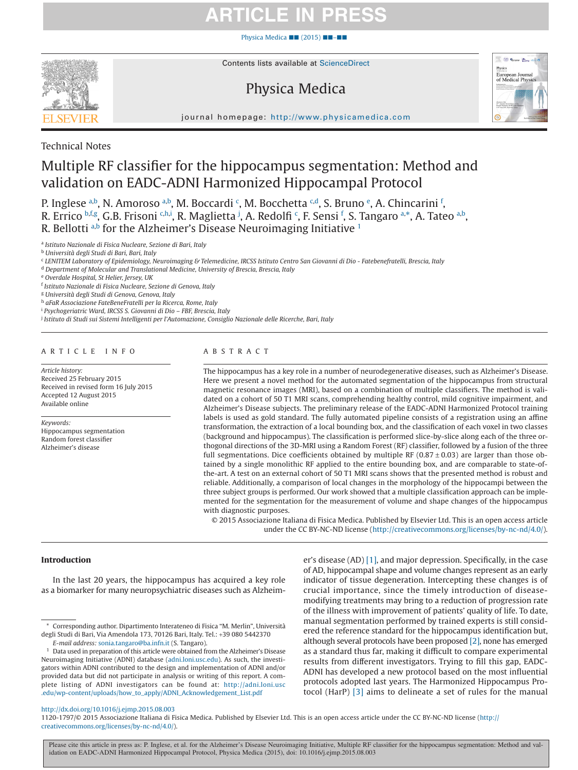Technical Notes

# Multiple RF classifier for the hippocampus segmentation: Method and validation on EADC-ADNI Harmonized Hippocampal Protocol

P. Inglese [a,b], N. Amoroso [a,b], M. Boccardi [c], M. Bocchetta [c,d], S. Bruno [e], A. Chincarini [f], R. Errico [b,f,g], G.B. Frisoni [c,h,i], R. Maglietta [j], A. Redolfi [c], F. Sensi [f], S. Tangaro [a,*], A. Tateo [a,b], R. Bellotti [a,b] for the Alzheimer's Disease Neuroimaging Initiative [1]

[a] Istituto Nazionale di Fisica Nucleare, Sezione di Bari, Italy
[b] Università degli Studi di Bari, Bari, Italy
[c] LENITEM Laboratory of Epidemiology, Neuroimaging & Telemedicine, IRCSS Istituto Centro San Giovanni di Dio - Fatebenefratelli, Brescia, Italy
[d] Department of Molecular and Translational Medicine, University of Brescia, Brescia, Italy
[e] Overdale Hospital, St Helier, Jersey, UK
[f] Istituto Nazionale di Fisica Nucleare, Sezione di Genova, Italy
[g] Università degli Studi di Genova, Genova, Italy
[h] aFaR Associazione FateBeneFratelli per la Ricerca, Rome, Italy
[i] Psychogeriatric Ward, IRCSS S. Giovanni di Dio – FBF, Brescia, Italy
[j] Istituto di Studi sui Sistemi Intelligenti per l'Automazione, Consiglio Nazionale delle Ricerche, Bari, Italy

## ARTICLE INFO

*Article history:*
Received 25 February 2015
Received in revised form 16 July 2015
Accepted 12 August 2015
Available online

*Keywords:*
Hippocampus segmentation
Random forest classifier
Alzheimer's disease

## ABSTRACT

The hippocampus has a key role in a number of neurodegenerative diseases, such as Alzheimer's Disease. Here we present a novel method for the automated segmentation of the hippocampus from structural magnetic resonance images (MRI), based on a combination of multiple classifiers. The method is validated on a cohort of 50 T1 MRI scans, comprehending healthy control, mild cognitive impairment, and Alzheimer's Disease subjects. The preliminary release of the EADC-ADNI Harmonized Protocol training labels is used as gold standard. The fully automated pipeline consists of a registration using an affine transformation, the extraction of a local bounding box, and the classification of each voxel in two classes (background and hippocampus). The classification is performed slice-by-slice along each of the three orthogonal directions of the 3D-MRI using a Random Forest (RF) classifier, followed by a fusion of the three full segmentations. Dice coefficients obtained by multiple RF ($0.87 \pm 0.03$) are larger than those obtained by a single monolithic RF applied to the entire bounding box, and are comparable to state-of-the-art. A test on an external cohort of 50 T1 MRI scans shows that the presented method is robust and reliable. Additionally, a comparison of local changes in the morphology of the hippocampi between the three subject groups is performed. Our work showed that a multiple classification approach can be implemented for the segmentation for the measurement of volume and shape changes of the hippocampus with diagnostic purposes.

© 2015 Associazione Italiana di Fisica Medica. Published by Elsevier Ltd. This is an open access article under the CC BY-NC-ND license (http://creativecommons.org/licenses/by-nc-nd/4.0/).

## Introduction

In the last 20 years, the hippocampus has acquired a key role as a biomarker for many neuropsychiatric diseases such as Alzheimer's disease (AD) [1], and major depression. Specifically, in the case of AD, hippocampal shape and volume changes represent as an early indicator of tissue degeneration. Intercepting these changes is of crucial importance, since the timely introduction of disease-modifying treatments may bring to a reduction of progression rate of the illness with improvement of patients' quality of life. To date, manual segmentation performed by trained experts is still considered the reference standard for the hippocampus identification but, although several protocols have been proposed [2], none has emerged as a standard thus far, making it difficult to compare experimental results from different investigators. Trying to fill this gap, EADC-ADNI has developed a new protocol based on the most influential protocols adopted last years. The Harmonized Hippocampus Protocol (HarP) [3] aims to delineate a set of rules for the manual

\* Corresponding author. Dipartimento Interateneo di Fisica "M. Merlin", Università degli Studi di Bari, Via Amendola 173, 70126 Bari, Italy. Tel.: +39 080 5442370
*E-mail address:* sonia.tangaro@ba.infn.it (S. Tangaro).

[1] Data used in preparation of this article were obtained from the Alzheimer's Disease Neuroimaging Initiative (ADNI) database (adni.loni.usc.edu). As such, the investigators within ADNI contributed to the design and implementation of ADNI and/or provided data but did not participate in analysis or writing of this report. A complete listing of ADNI investigators can be found at: http://adni.loni.usc.edu/wp-content/uploads/how_to_apply/ADNI_Acknowledgement_List.pdf

http://dx.doi.org/10.1016/j.ejmp.2015.08.003
1120-1797/© 2015 Associazione Italiana di Fisica Medica. Published by Elsevier Ltd. This is an open access article under the CC BY-NC-ND license (http://creativecommons.org/licenses/by-nc-nd/4.0/).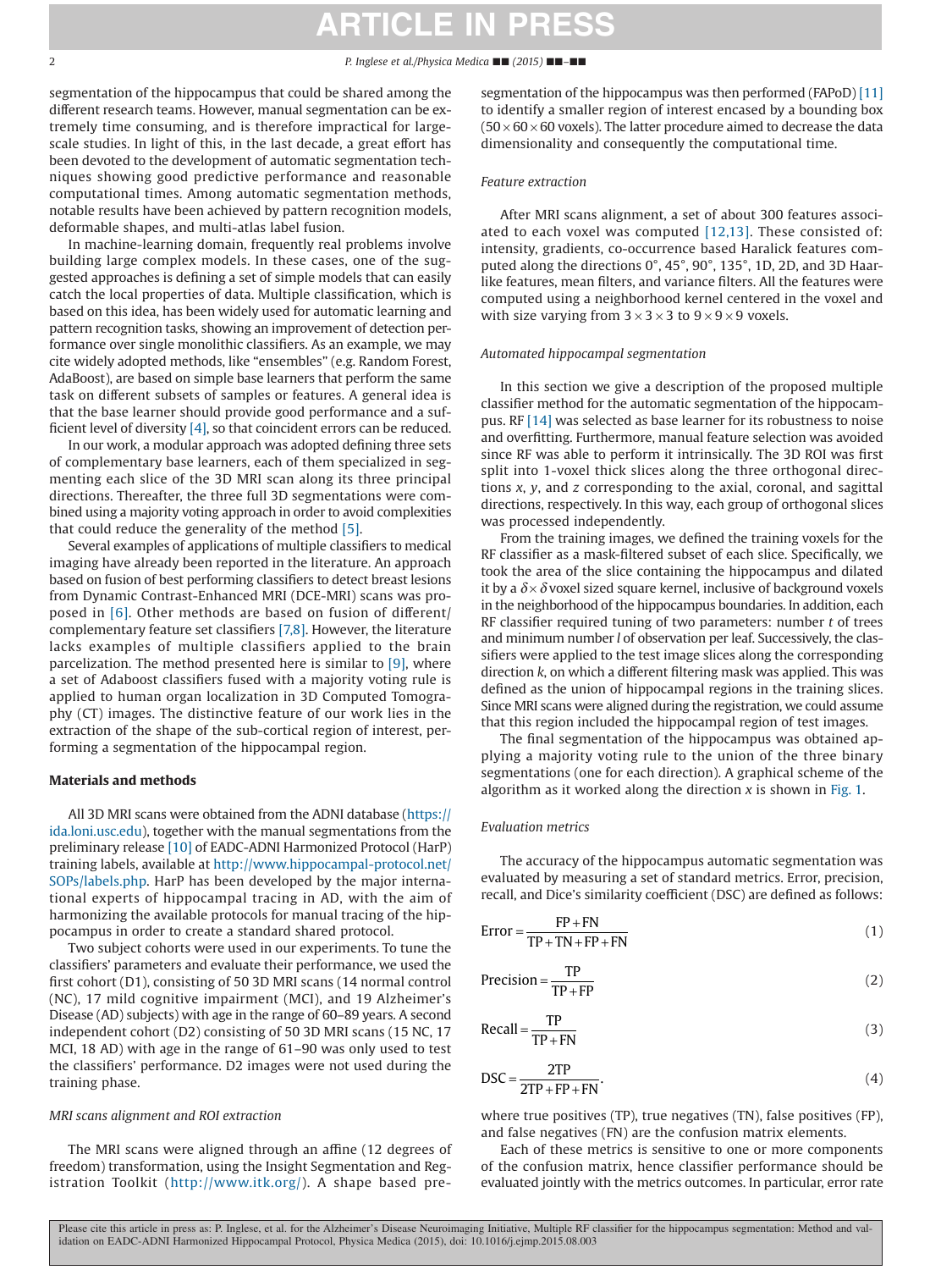segmentation of the hippocampus that could be shared among the different research teams. However, manual segmentation can be extremely time consuming, and is therefore impractical for large-scale studies. In light of this, in the last decade, a great effort has been devoted to the development of automatic segmentation techniques showing good predictive performance and reasonable computational times. Among automatic segmentation methods, notable results have been achieved by pattern recognition models, deformable shapes, and multi-atlas label fusion.

In machine-learning domain, frequently real problems involve building large complex models. In these cases, one of the suggested approaches is defining a set of simple models that can easily catch the local properties of data. Multiple classification, which is based on this idea, has been widely used for automatic learning and pattern recognition tasks, showing an improvement of detection performance over single monolithic classifiers. As an example, we may cite widely adopted methods, like "ensembles" (e.g. Random Forest, AdaBoost), are based on simple base learners that perform the same task on different subsets of samples or features. A general idea is that the base learner should provide good performance and a sufficient level of diversity [4], so that coincident errors can be reduced.

In our work, a modular approach was adopted defining three sets of complementary base learners, each of them specialized in segmenting each slice of the 3D MRI scan along its three principal directions. Thereafter, the three full 3D segmentations were combined using a majority voting approach in order to avoid complexities that could reduce the generality of the method [5].

Several examples of applications of multiple classifiers to medical imaging have already been reported in the literature. An approach based on fusion of best performing classifiers to detect breast lesions from Dynamic Contrast-Enhanced MRI (DCE-MRI) scans was proposed in [6]. Other methods are based on fusion of different/complementary feature set classifiers [7,8]. However, the literature lacks examples of multiple classifiers applied to the brain parcelization. The method presented here is similar to [9], where a set of Adaboost classifiers fused with a majority voting rule is applied to human organ localization in 3D Computed Tomography (CT) images. The distinctive feature of our work lies in the extraction of the shape of the sub-cortical region of interest, performing a segmentation of the hippocampal region.

## Materials and methods

All 3D MRI scans were obtained from the ADNI database (https://ida.loni.usc.edu), together with the manual segmentations from the preliminary release [10] of EADC-ADNI Harmonized Protocol (HarP) training labels, available at http://www.hippocampal-protocol.net/SOPs/labels.php. HarP has been developed by the major international experts of hippocampal tracing in AD, with the aim of harmonizing the available protocols for manual tracing of the hippocampus in order to create a standard shared protocol.

Two subject cohorts were used in our experiments. To tune the classifiers' parameters and evaluate their performance, we used the first cohort (D1), consisting of 50 3D MRI scans (14 normal control (NC), 17 mild cognitive impairment (MCI), and 19 Alzheimer's Disease (AD) subjects) with age in the range of 60–89 years. A second independent cohort (D2) consisting of 50 3D MRI scans (15 NC, 17 MCI, 18 AD) with age in the range of 61–90 was only used to test the classifiers' performance. D2 images were not used during the training phase.

### *MRI scans alignment and ROI extraction*

The MRI scans were aligned through an affine (12 degrees of freedom) transformation, using the Insight Segmentation and Registration Toolkit (http://www.itk.org/). A shape based pre-segmentation of the hippocampus was then performed (FAPoD) [11] to identify a smaller region of interest encased by a bounding box ($50 \times 60 \times 60$ voxels). The latter procedure aimed to decrease the data dimensionality and consequently the computational time.

### *Feature extraction*

After MRI scans alignment, a set of about 300 features associated to each voxel was computed [12,13]. These consisted of: intensity, gradients, co-occurrence based Haralick features computed along the directions 0°, 45°, 90°, 135°, 1D, 2D, and 3D Haar-like features, mean filters, and variance filters. All the features were computed using a neighborhood kernel centered in the voxel and with size varying from $3 \times 3 \times 3$ to $9 \times 9 \times 9$ voxels.

### *Automated hippocampal segmentation*

In this section we give a description of the proposed multiple classifier method for the automatic segmentation of the hippocampus. RF [14] was selected as base learner for its robustness to noise and overfitting. Furthermore, manual feature selection was avoided since RF was able to perform it intrinsically. The 3D ROI was first split into 1-voxel thick slices along the three orthogonal directions $x$, $y$, and $z$ corresponding to the axial, coronal, and sagittal directions, respectively. In this way, each group of orthogonal slices was processed independently.

From the training images, we defined the training voxels for the RF classifier as a mask-filtered subset of each slice. Specifically, we took the area of the slice containing the hippocampus and dilated it by a $\delta \times \delta$ voxel sized square kernel, inclusive of background voxels in the neighborhood of the hippocampus boundaries. In addition, each RF classifier required tuning of two parameters: number $t$ of trees and minimum number $l$ of observation per leaf. Successively, the classifiers were applied to the test image slices along the corresponding direction $k$, on which a different filtering mask was applied. This was defined as the union of hippocampal regions in the training slices. Since MRI scans were aligned during the registration, we could assume that this region included the hippocampal region of test images.

The final segmentation of the hippocampus was obtained applying a majority voting rule to the union of the three binary segmentations (one for each direction). A graphical scheme of the algorithm as it worked along the direction $x$ is shown in Fig. 1.

### *Evaluation metrics*

The accuracy of the hippocampus automatic segmentation was evaluated by measuring a set of standard metrics. Error, precision, recall, and Dice's similarity coefficient (DSC) are defined as follows:

$$\text{Error} = \frac{\text{FP} + \text{FN}}{\text{TP} + \text{TN} + \text{FP} + \text{FN}} \tag{1}$$

$$\text{Precision} = \frac{\text{TP}}{\text{TP} + \text{FP}} \tag{2}$$

$$\text{Recall} = \frac{\text{TP}}{\text{TP} + \text{FN}} \tag{3}$$

$$\text{DSC} = \frac{2\text{TP}}{2\text{TP} + \text{FP} + \text{FN}}. \tag{4}$$

where true positives (TP), true negatives (TN), false positives (FP), and false negatives (FN) are the confusion matrix elements.

Each of these metrics is sensitive to one or more components of the confusion matrix, hence classifier performance should be evaluated jointly with the metrics outcomes. In particular, error rate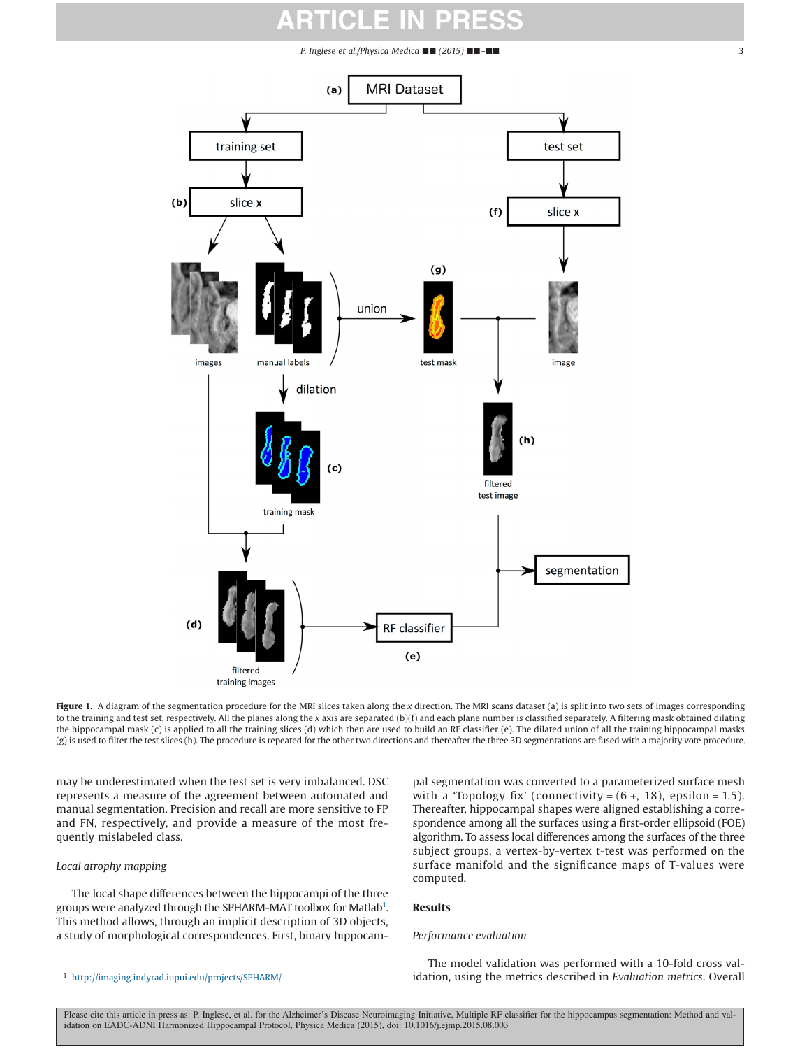Figure 1. A diagram of the segmentation procedure for the MRI slices taken along the *x* direction. The MRI scans dataset (a) is split into two sets of images corresponding to the training and test set, respectively. All the planes along the *x* axis are separated (b)(f) and each plane number is classified separately. A filtering mask obtained dilating the hippocampal mask (c) is applied to all the training slices (d) which then are used to build an RF classifier (e). The dilated union of all the training hippocampal masks (g) is used to filter the test slices (h). The procedure is repeated for the other two directions and thereafter the three 3D segmentations are fused with a majority vote procedure.

may be underestimated when the test set is very imbalanced. DSC represents a measure of the agreement between automated and manual segmentation. Precision and recall are more sensitive to FP and FN, respectively, and provide a measure of the most frequently mislabeled class.

### *Local atrophy mapping*

The local shape differences between the hippocampi of the three groups were analyzed through the SPHARM-MAT toolbox for Matlab[1]. This method allows, through an implicit description of 3D objects, a study of morphological correspondences. First, binary hippocampal segmentation was converted to a parameterized surface mesh with a 'Topology fix' (connectivity = (6 +, 18), epsilon = 1.5). Thereafter, hippocampal shapes were aligned establishing a correspondence among all the surfaces using a first-order ellipsoid (FOE) algorithm. To assess local differences among the surfaces of the three subject groups, a vertex-by-vertex t-test was performed on the surface manifold and the significance maps of T-values were computed.

## Results

### *Performance evaluation*

The model validation was performed with a 10-fold cross validation, using the metrics described in *Evaluation metrics*. Overall

[1] http://imaging.indyrad.iupui.edu/projects/SPHARM/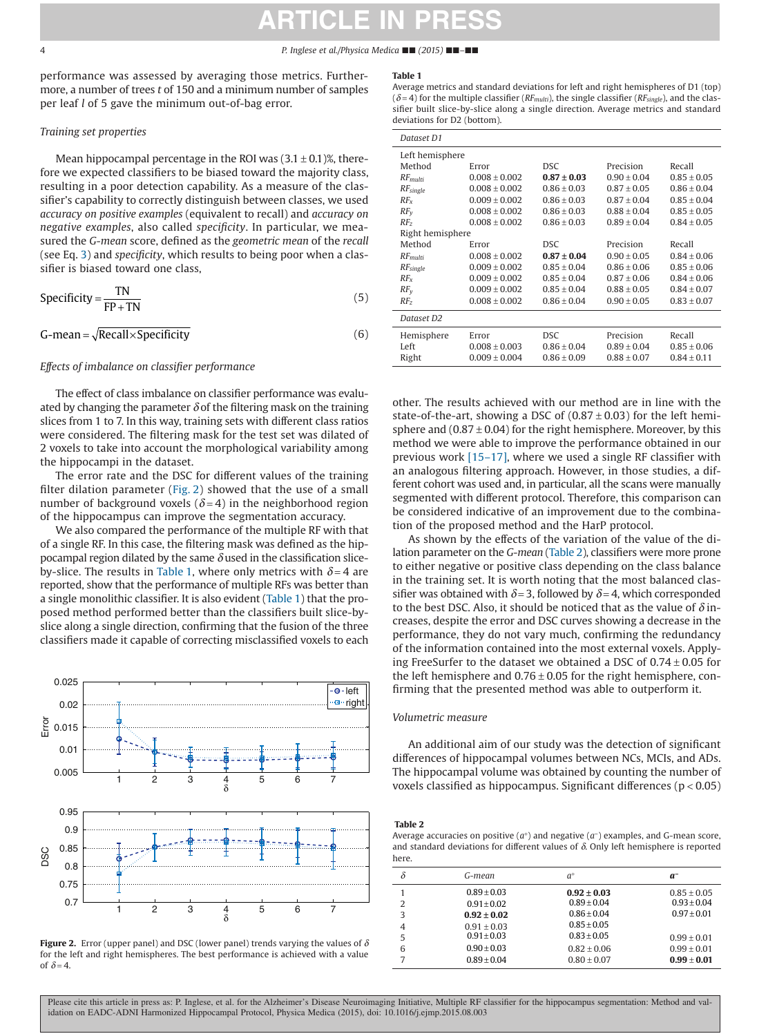performance was assessed by averaging those metrics. Furthermore, a number of trees $t$ of 150 and a minimum number of samples per leaf $l$ of 5 gave the minimum out-of-bag error.

### *Training set properties*

Mean hippocampal percentage in the ROI was $(3.1 \pm 0.1)$%, therefore we expected classifiers to be biased toward the majority class, resulting in a poor detection capability. As a measure of the classifier's capability to correctly distinguish between classes, we used *accuracy on positive examples* (equivalent to recall) and *accuracy on negative examples*, also called *specificity*. In particular, we measured the *G-mean* score, defined as the *geometric mean* of the *recall* (see Eq. 3) and *specificity*, which results to being poor when a classifier is biased toward one class,

$$\text{Specificity} = \frac{\text{TN}}{\text{FP} + \text{TN}} \tag{5}$$

$$\text{G-mean} = \sqrt{\text{Recall} \times \text{Specificity}} \tag{6}$$

### *Effects of imbalance on classifier performance*

The effect of class imbalance on classifier performance was evaluated by changing the parameter $\delta$ of the filtering mask on the training slices from 1 to 7. In this way, training sets with different class ratios were considered. The filtering mask for the test set was dilated of 2 voxels to take into account the morphological variability among the hippocampi in the dataset.

The error rate and the DSC for different values of the training filter dilation parameter (Fig. 2) showed that the use of a small number of background voxels ($\delta = 4$) in the neighborhood region of the hippocampus can improve the segmentation accuracy.

We also compared the performance of the multiple RF with that of a single RF. In this case, the filtering mask was defined as the hippocampal region dilated by the same $\delta$ used in the classification slice-by-slice. The results in Table 1, where only metrics with $\delta = 4$ are reported, show that the performance of multiple RFs was better than a single monolithic classifier. It is also evident (Table 1) that the proposed method performed better than the classifiers built slice-by-slice along a single direction, confirming that the fusion of the three classifiers made it capable of correcting misclassified voxels to each other. The results achieved with our method are in line with the state-of-the-art, showing a DSC of $(0.87 \pm 0.03)$ for the left hemisphere and $(0.87 \pm 0.04)$ for the right hemisphere. Moreover, by this method we were able to improve the performance obtained in our previous work [15–17], where we used a single RF classifier with an analogous filtering approach. However, in those studies, a different cohort was used and, in particular, all the scans were manually segmented with different protocol. Therefore, this comparison can be considered indicative of an improvement due to the combination of the proposed method and the HarP protocol.

As shown by the effects of the variation of the value of the dilation parameter on the *G-mean* (Table 2), classifiers were more prone to either negative or positive class depending on the class balance in the training set. It is worth noting that the most balanced classifier was obtained with $\delta = 3$, followed by $\delta = 4$, which corresponded to the best DSC. Also, it should be noticed that as the value of $\delta$ increases, despite the error and DSC curves showing a decrease in the performance, they do not vary much, confirming the redundancy of the information contained into the most external voxels. Applying FreeSurfer to the dataset we obtained a DSC of $0.74 \pm 0.05$ for the left hemisphere and $0.76 \pm 0.05$ for the right hemisphere, confirming that the presented method was able to outperform it.

**Figure 2.** Error (upper panel) and DSC (lower panel) trends varying the values of $\delta$ for the left and right hemispheres. The best performance is achieved with a value of $\delta = 4$.

**Table 1**
Average metrics and standard deviations for left and right hemispheres of D1 (top) ($\delta = 4$) for the multiple classifier ($RF_{multi}$), the single classifier ($RF_{single}$), and the classifier built slice-by-slice along a single direction. Average metrics and standard deviations for D2 (bottom).

| *Dataset D1* | | | | |
|---|---|---|---|---|
| Left hemisphere | | | | |
| Method | Error | DSC | Precision | Recall |
| $RF_{multi}$ | $0.008 \pm 0.002$ | $\mathbf{0.87 \pm 0.03}$ | $0.90 \pm 0.04$ | $0.85 \pm 0.05$ |
| $RF_{single}$ | $0.008 \pm 0.002$ | $0.86 \pm 0.03$ | $0.87 \pm 0.05$ | $0.86 \pm 0.04$ |
| $RF_x$ | $0.009 \pm 0.002$ | $0.86 \pm 0.03$ | $0.87 \pm 0.04$ | $0.85 \pm 0.04$ |
| $RF_y$ | $0.008 \pm 0.002$ | $0.86 \pm 0.03$ | $0.88 \pm 0.04$ | $0.85 \pm 0.05$ |
| $RF_z$ | $0.008 \pm 0.002$ | $0.86 \pm 0.03$ | $0.89 \pm 0.04$ | $0.84 \pm 0.05$ |
| Right hemisphere | | | | |
| Method | Error | DSC | Precision | Recall |
| $RF_{multi}$ | $0.008 \pm 0.002$ | $\mathbf{0.87 \pm 0.04}$ | $0.90 \pm 0.05$ | $0.84 \pm 0.06$ |
| $RF_{single}$ | $0.009 \pm 0.002$ | $0.85 \pm 0.04$ | $0.86 \pm 0.06$ | $0.85 \pm 0.06$ |
| $RF_x$ | $0.009 \pm 0.002$ | $0.85 \pm 0.04$ | $0.87 \pm 0.06$ | $0.84 \pm 0.06$ |
| $RF_y$ | $0.009 \pm 0.002$ | $0.85 \pm 0.04$ | $0.88 \pm 0.05$ | $0.84 \pm 0.07$ |
| $RF_z$ | $0.008 \pm 0.002$ | $0.86 \pm 0.04$ | $0.90 \pm 0.05$ | $0.83 \pm 0.07$ |
| *Dataset D2* | | | | |
| Hemisphere | Error | DSC | Precision | Recall |
| Left | $0.008 \pm 0.003$ | $0.86 \pm 0.04$ | $0.89 \pm 0.04$ | $0.85 \pm 0.06$ |
| Right | $0.009 \pm 0.004$ | $0.86 \pm 0.09$ | $0.88 \pm 0.07$ | $0.84 \pm 0.11$ |

### *Volumetric measure*

An additional aim of our study was the detection of significant differences of hippocampal volumes between NCs, MCIs, and ADs. The hippocampal volume was obtained by counting the number of voxels classified as hippocampus. Significant differences ($p < 0.05$)

**Table 2**
Average accuracies on positive ($a^+$) and negative ($a^-$) examples, and G-mean score, and standard deviations for different values of $\delta$. Only left hemisphere is reported here.

| $\delta$ | *G-mean* | $a^+$ | $a^-$ |
|---|---|---|---|
| 1 | $0.89 \pm 0.03$ | $\mathbf{0.92 \pm 0.03}$ | $0.85 \pm 0.05$ |
| 2 | $0.91 \pm 0.02$ | $0.89 \pm 0.04$ | $0.93 \pm 0.04$ |
| 3 | $\mathbf{0.92 \pm 0.02}$ | $0.86 \pm 0.04$ | $0.97 \pm 0.01$ |
| 4 | $0.91 \pm 0.03$ | $0.85 \pm 0.05$ | |
| 5 | $0.91 \pm 0.03$ | $0.83 \pm 0.05$ | $0.99 \pm 0.01$ |
| 6 | $0.90 \pm 0.03$ | $0.82 \pm 0.06$ | $0.99 \pm 0.01$ |
| 7 | $0.89 \pm 0.04$ | $0.80 \pm 0.07$ | $\mathbf{0.99 \pm 0.01}$ |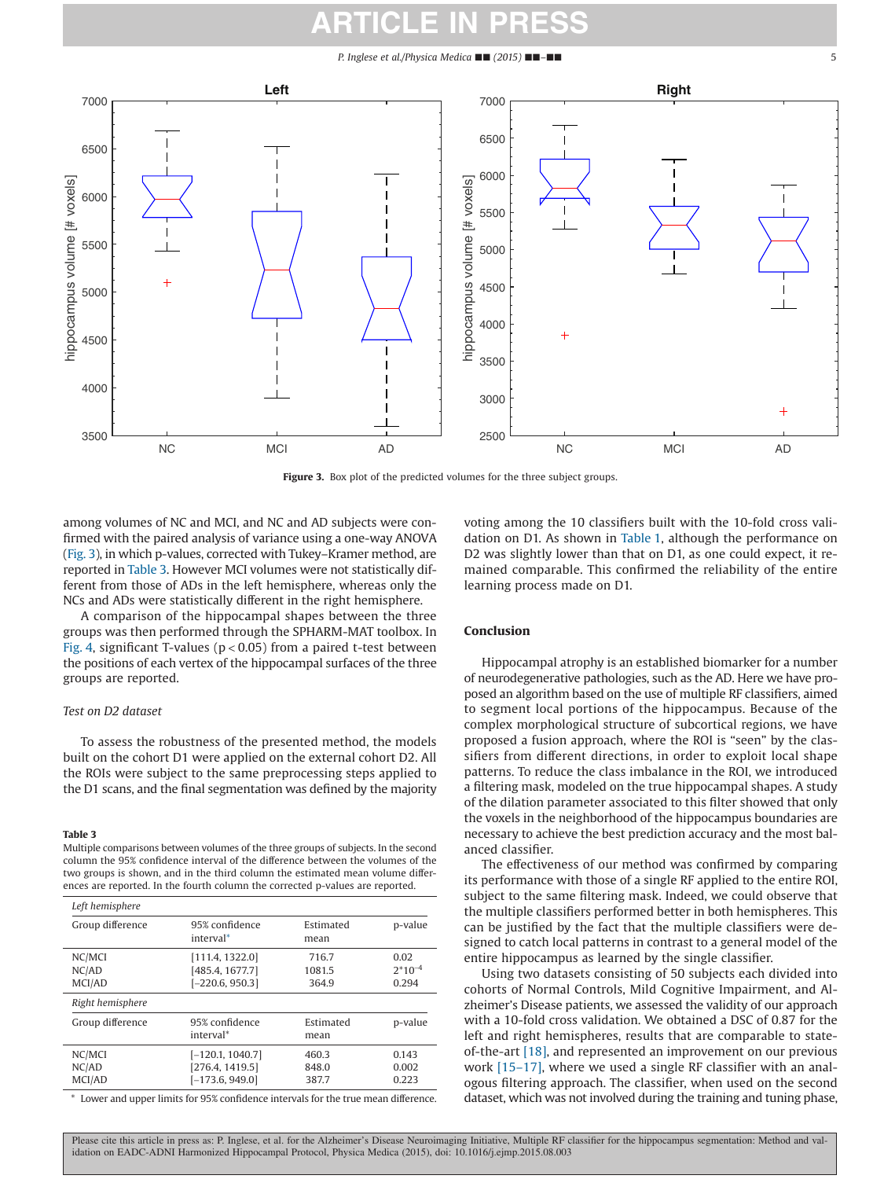Figure 3. Box plot of the predicted volumes for the three subject groups.

among volumes of NC and MCI, and NC and AD subjects were confirmed with the paired analysis of variance using a one-way ANOVA (Fig. 3), in which p-values, corrected with Tukey–Kramer method, are reported in Table 3. However MCI volumes were not statistically different from those of ADs in the left hemisphere, whereas only the NCs and ADs were statistically different in the right hemisphere.

A comparison of the hippocampal shapes between the three groups was then performed through the SPHARM-MAT toolbox. In Fig. 4, significant T-values ($p < 0.05$) from a paired t-test between the positions of each vertex of the hippocampal surfaces of the three groups are reported.

*Test on D2 dataset*

To assess the robustness of the presented method, the models built on the cohort D1 were applied on the external cohort D2. All the ROIs were subject to the same preprocessing steps applied to the D1 scans, and the final segmentation was defined by the majority voting among the 10 classifiers built with the 10-fold cross validation on D1. As shown in Table 1, although the performance on D2 was slightly lower than that on D1, as one could expect, it remained comparable. This confirmed the reliability of the entire learning process made on D1.

**Table 3**
Multiple comparisons between volumes of the three groups of subjects. In the second column the 95% confidence interval of the difference between the volumes of the two groups is shown, and in the third column the estimated mean volume differences are reported. In the fourth column the corrected p-values are reported.

| *Left hemisphere* | | | |
|---|---|---|---|
| Group difference | 95% confidence interval* | Estimated mean | p-value |
| NC/MCI | [111.4, 1322.0] | 716.7 | 0.02 |
| NC/AD | [485.4, 1677.7] | 1081.5 | $2 \times 10^{-4}$ |
| MCI/AD | [−220.6, 950.3] | 364.9 | 0.294 |
| *Right hemisphere* | | | |
| Group difference | 95% confidence interval* | Estimated mean | p-value |
| NC/MCI | [−120.1, 1040.7] | 460.3 | 0.143 |
| NC/AD | [276.4, 1419.5] | 848.0 | 0.002 |
| MCI/AD | [−173.6, 949.0] | 387.7 | 0.223 |

\* Lower and upper limits for 95% confidence intervals for the true mean difference.

## Conclusion

Hippocampal atrophy is an established biomarker for a number of neurodegenerative pathologies, such as the AD. Here we have proposed an algorithm based on the use of multiple RF classifiers, aimed to segment local portions of the hippocampus. Because of the complex morphological structure of subcortical regions, we have proposed a fusion approach, where the ROI is "seen" by the classifiers from different directions, in order to exploit local shape patterns. To reduce the class imbalance in the ROI, we introduced a filtering mask, modeled on the true hippocampal shapes. A study of the dilation parameter associated to this filter showed that only the voxels in the neighborhood of the hippocampus boundaries are necessary to achieve the best prediction accuracy and the most balanced classifier.

The effectiveness of our method was confirmed by comparing its performance with those of a single RF applied to the entire ROI, subject to the same filtering mask. Indeed, we could observe that the multiple classifiers performed better in both hemispheres. This can be justified by the fact that the multiple classifiers were designed to catch local patterns in contrast to a general model of the entire hippocampus as learned by the single classifier.

Using two datasets consisting of 50 subjects each divided into cohorts of Normal Controls, Mild Cognitive Impairment, and Alzheimer's Disease patients, we assessed the validity of our approach with a 10-fold cross validation. We obtained a DSC of 0.87 for the left and right hemispheres, results that are comparable to state-of-the-art [18], and represented an improvement on our previous work [15–17], where we used a single RF classifier with an analogous filtering approach. The classifier, when used on the second dataset, which was not involved during the training and tuning phase,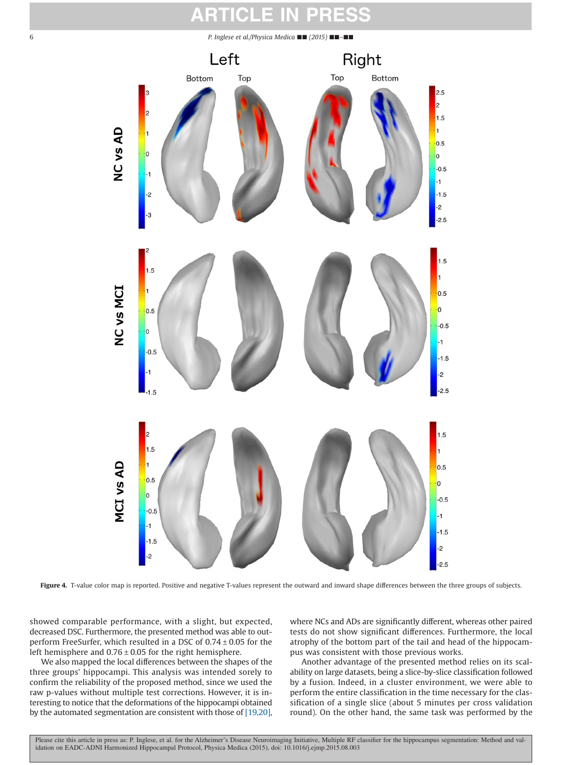**Figure 4.** T-value color map is reported. Positive and negative T-values represent the outward and inward shape differences between the three groups of subjects.

showed comparable performance, with a slight, but expected, decreased DSC. Furthermore, the presented method was able to outperform FreeSurfer, which resulted in a DSC of $0.74 \pm 0.05$ for the left hemisphere and $0.76 \pm 0.05$ for the right hemisphere.

We also mapped the local differences between the shapes of the three groups' hippocampi. This analysis was intended sorely to confirm the reliability of the proposed method, since we used the raw p-values without multiple test corrections. However, it is interesting to notice that the deformations of the hippocampi obtained by the automated segmentation are consistent with those of [19,20], where NCs and ADs are significantly different, whereas other paired tests do not show significant differences. Furthermore, the local atrophy of the bottom part of the tail and head of the hippocampus was consistent with those previous works.

Another advantage of the presented method relies on its scalability on large datasets, being a slice-by-slice classification followed by a fusion. Indeed, in a cluster environment, we were able to perform the entire classification in the time necessary for the classification of a single slice (about 5 minutes per cross validation round). On the other hand, the same task was performed by the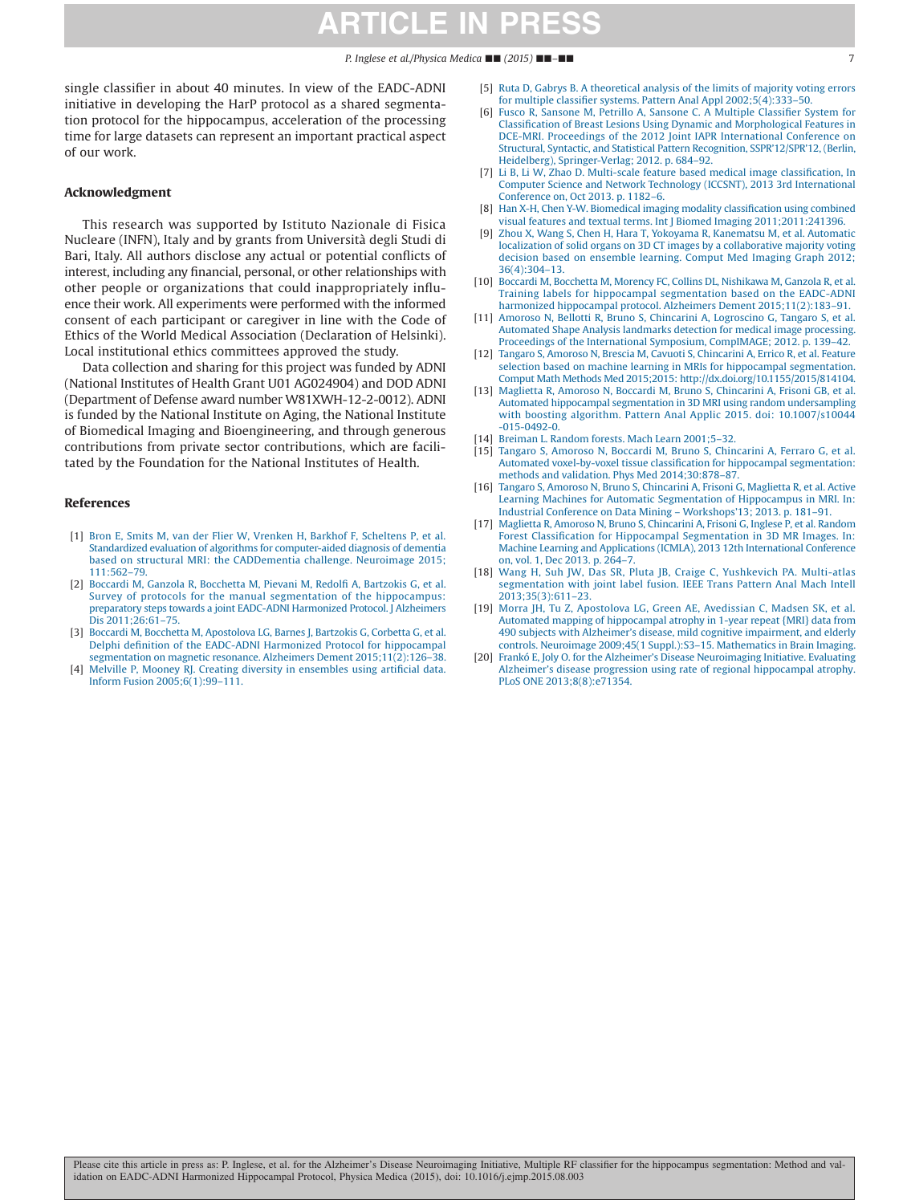single classifier in about 40 minutes. In view of the EADC-ADNI initiative in developing the HarP protocol as a shared segmentation protocol for the hippocampus, acceleration of the processing time for large datasets can represent an important practical aspect of our work.

## Acknowledgment

This research was supported by Istituto Nazionale di Fisica Nucleare (INFN), Italy and by grants from Università degli Studi di Bari, Italy. All authors disclose any actual or potential conflicts of interest, including any financial, personal, or other relationships with other people or organizations that could inappropriately influence their work. All experiments were performed with the informed consent of each participant or caregiver in line with the Code of Ethics of the World Medical Association (Declaration of Helsinki). Local institutional ethics committees approved the study.

Data collection and sharing for this project was funded by ADNI (National Institutes of Health Grant U01 AG024904) and DOD ADNI (Department of Defense award number W81XWH-12-2-0012). ADNI is funded by the National Institute on Aging, the National Institute of Biomedical Imaging and Bioengineering, and through generous contributions from private sector contributions, which are facilitated by the Foundation for the National Institutes of Health.

## References

[1] Bron E, Smits M, van der Flier W, Vrenken H, Barkhof F, Scheltens P, et al. Standardized evaluation of algorithms for computer-aided diagnosis of dementia based on structural MRI: the CADDementia challenge. Neuroimage 2015;111:562–79.

[2] Boccardi M, Ganzola R, Bocchetta M, Pievani M, Redolfi A, Bartzokis G, et al. Survey of protocols for the manual segmentation of the hippocampus: preparatory steps towards a joint EADC-ADNI Harmonized Protocol. J Alzheimers Dis 2011;26:61–75.

[3] Boccardi M, Bocchetta M, Apostolova LG, Barnes J, Bartzokis G, Corbetta G, et al. Delphi definition of the EADC-ADNI Harmonized Protocol for hippocampal segmentation on magnetic resonance. Alzheimers Dement 2015;11(2):126–38.

[4] Melville P, Mooney RJ. Creating diversity in ensembles using artificial data. Inform Fusion 2005;6(1):99–111.

[5] Ruta D, Gabrys B. A theoretical analysis of the limits of majority voting errors for multiple classifier systems. Pattern Anal Appl 2002;5(4):333–50.

[6] Fusco R, Sansone M, Petrillo A, Sansone C. A Multiple Classifier System for Classification of Breast Lesions Using Dynamic and Morphological Features in DCE-MRI. Proceedings of the 2012 Joint IAPR International Conference on Structural, Syntactic, and Statistical Pattern Recognition, SSPR'12/SPR'12, (Berlin, Heidelberg), Springer-Verlag; 2012. p. 684–92.

[7] Li B, Li W, Zhao D. Multi-scale feature based medical image classification, In Computer Science and Network Technology (ICCSNT), 2013 3rd International Conference on, Oct 2013. p. 1182–6.

[8] Han X-H, Chen Y-W. Biomedical imaging modality classification using combined visual features and textual terms. Int J Biomed Imaging 2011;2011:241396.

[9] Zhou X, Wang S, Chen H, Hara T, Yokoyama R, Kanematsu M, et al. Automatic localization of solid organs on 3D CT images by a collaborative majority voting decision based on ensemble learning. Comput Med Imaging Graph 2012;36(4):304–13.

[10] Boccardi M, Bocchetta M, Morency FC, Collins DL, Nishikawa M, Ganzola R, et al. Training labels for hippocampal segmentation based on the EADC-ADNI harmonized hippocampal protocol. Alzheimers Dement 2015;11(2):183–91.

[11] Amoroso N, Bellotti R, Bruno S, Chincarini A, Logroscino G, Tangaro S, et al. Automated Shape Analysis landmarks detection for medical image processing. Proceedings of the International Symposium, CompIMAGE; 2012. p. 139–42.

[12] Tangaro S, Amoroso N, Brescia M, Cavuoti S, Chincarini A, Errico R, et al. Feature selection based on machine learning in MRIs for hippocampal segmentation. Comput Math Methods Med 2015;2015: http://dx.doi.org/10.1155/2015/814104.

[13] Maglietta R, Amoroso N, Boccardi M, Bruno S, Chincarini A, Frisoni GB, et al. Automated hippocampal segmentation in 3D MRI using random undersampling with boosting algorithm. Pattern Anal Applic 2015. doi: 10.1007/s10044-015-0492-0.

[14] Breiman L. Random forests. Mach Learn 2001;5–32.

[15] Tangaro S, Amoroso N, Boccardi M, Bruno S, Chincarini A, Ferraro G, et al. Automated voxel-by-voxel tissue classification for hippocampal segmentation: methods and validation. Phys Med 2014;30:878–87.

[16] Tangaro S, Amoroso N, Bruno S, Chincarini A, Frisoni G, Maglietta R, et al. Active Learning Machines for Automatic Segmentation of Hippocampus in MRI. In: Industrial Conference on Data Mining – Workshops'13; 2013. p. 181–91.

[17] Maglietta R, Amoroso N, Bruno S, Chincarini A, Frisoni G, Inglese P, et al. Random Forest Classification for Hippocampal Segmentation in 3D MR Images. In: Machine Learning and Applications (ICMLA), 2013 12th International Conference on, vol. 1, Dec 2013. p. 264–7.

[18] Wang H, Suh JW, Das SR, Pluta JB, Craige C, Yushkevich PA. Multi-atlas segmentation with joint label fusion. IEEE Trans Pattern Anal Mach Intell 2013;35(3):611–23.

[19] Morra JH, Tu Z, Apostolova LG, Green AE, Avedissian C, Madsen SK, et al. Automated mapping of hippocampal atrophy in 1-year repeat {MRI} data from 490 subjects with Alzheimer's disease, mild cognitive impairment, and elderly controls. Neuroimage 2009;45(1 Suppl.):S3–15. Mathematics in Brain Imaging.

[20] Frankó E, Joly O. for the Alzheimer's Disease Neuroimaging Initiative. Evaluating Alzheimer's disease progression using rate of regional hippocampal atrophy. PLoS ONE 2013;8(8):e71354.